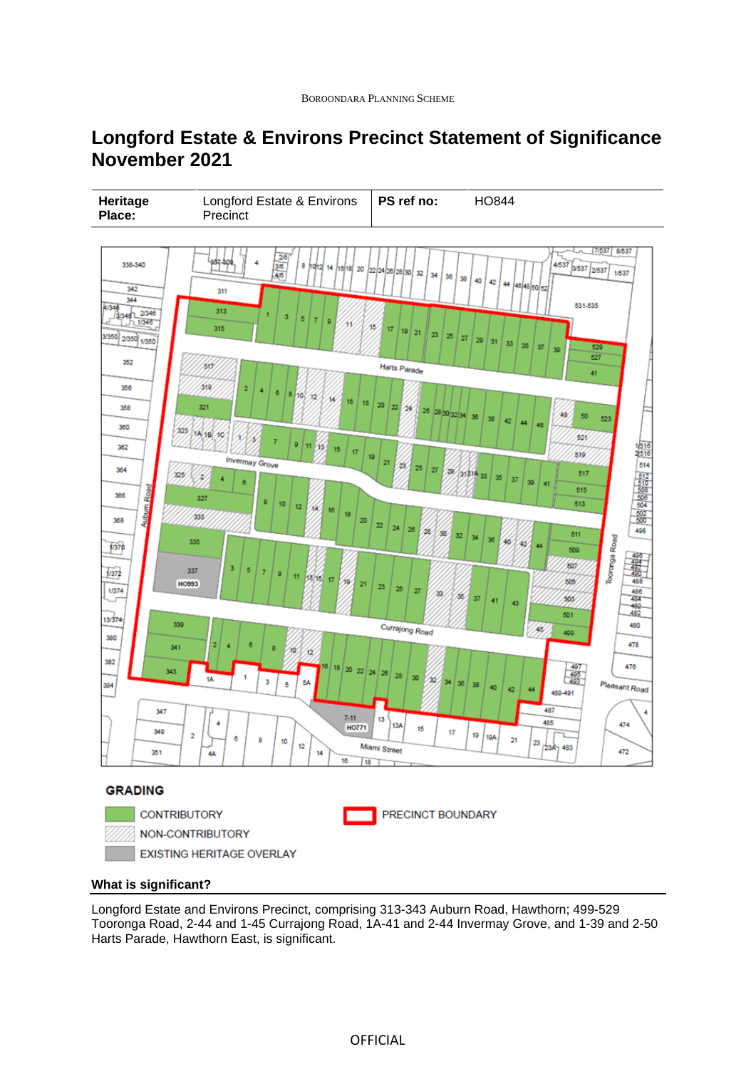# Longford Estate & Environs Precinct Statement of Significance November 2021

| Heritage Place: | Longford Estate & Environs Precinct | PS ref no: | HO844 |
|---|---|---|---|

GRADING

CONTRIBUTORY

NON-CONTRIBUTORY

EXISTING HERITAGE OVERLAY

PRECINCT BOUNDARY

**What is significant?**

Longford Estate and Environs Precinct, comprising 313-343 Auburn Road, Hawthorn; 499-529 Tooronga Road, 2-44 and 1-45 Currajong Road, 1A-41 and 2-44 Invermay Grove, and 1-39 and 2-50 Harts Parade, Hawthorn East, is significant.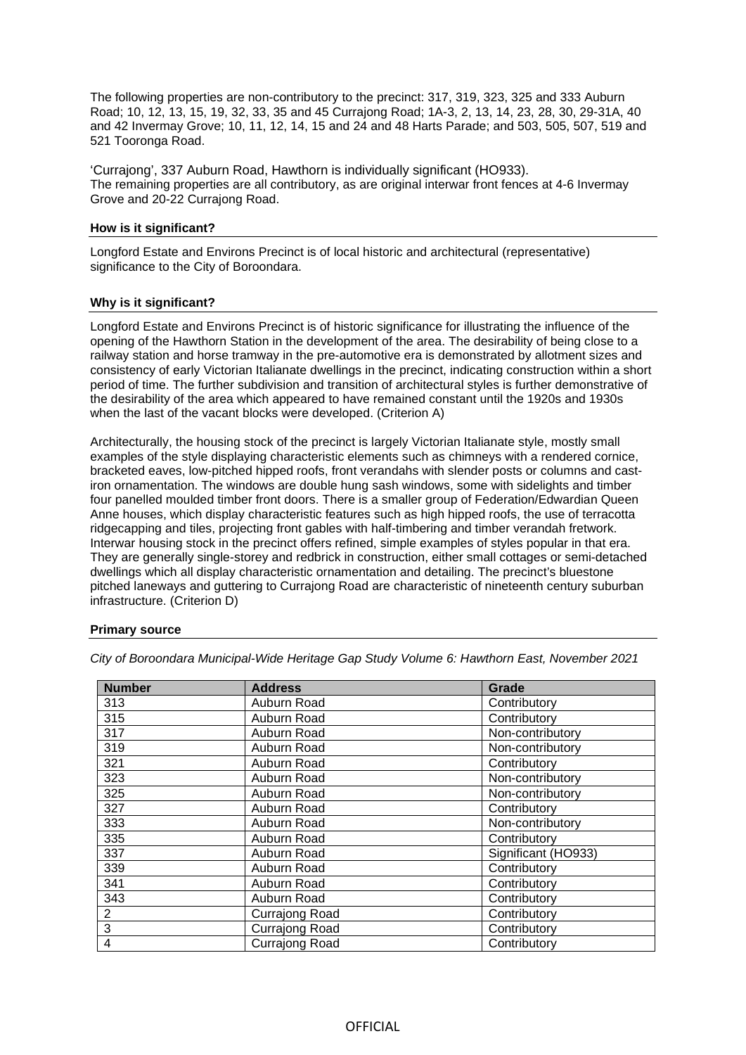The following properties are non-contributory to the precinct: 317, 319, 323, 325 and 333 Auburn Road; 10, 12, 13, 15, 19, 32, 33, 35 and 45 Currajong Road; 1A-3, 2, 13, 14, 23, 28, 30, 29-31A, 40 and 42 Invermay Grove; 10, 11, 12, 14, 15 and 24 and 48 Harts Parade; and 503, 505, 507, 519 and 521 Tooronga Road.

'Currajong', 337 Auburn Road, Hawthorn is individually significant (HO933).
The remaining properties are all contributory, as are original interwar front fences at 4-6 Invermay Grove and 20-22 Currajong Road.

**How is it significant?**

Longford Estate and Environs Precinct is of local historic and architectural (representative) significance to the City of Boroondara.

**Why is it significant?**

Longford Estate and Environs Precinct is of historic significance for illustrating the influence of the opening of the Hawthorn Station in the development of the area. The desirability of being close to a railway station and horse tramway in the pre-automotive era is demonstrated by allotment sizes and consistency of early Victorian Italianate dwellings in the precinct, indicating construction within a short period of time. The further subdivision and transition of architectural styles is further demonstrative of the desirability of the area which appeared to have remained constant until the 1920s and 1930s when the last of the vacant blocks were developed. (Criterion A)

Architecturally, the housing stock of the precinct is largely Victorian Italianate style, mostly small examples of the style displaying characteristic elements such as chimneys with a rendered cornice, bracketed eaves, low-pitched hipped roofs, front verandahs with slender posts or columns and cast-iron ornamentation. The windows are double hung sash windows, some with sidelights and timber four panelled moulded timber front doors. There is a smaller group of Federation/Edwardian Queen Anne houses, which display characteristic features such as high hipped roofs, the use of terracotta ridgecapping and tiles, projecting front gables with half-timbering and timber verandah fretwork. Interwar housing stock in the precinct offers refined, simple examples of styles popular in that era. They are generally single-storey and redbrick in construction, either small cottages or semi-detached dwellings which all display characteristic ornamentation and detailing. The precinct's bluestone pitched laneways and guttering to Currajong Road are characteristic of nineteenth century suburban infrastructure. (Criterion D)

**Primary source**

*City of Boroondara Municipal-Wide Heritage Gap Study Volume 6: Hawthorn East, November 2021*

| Number | Address | Grade |
|---|---|---|
| 313 | Auburn Road | Contributory |
| 315 | Auburn Road | Contributory |
| 317 | Auburn Road | Non-contributory |
| 319 | Auburn Road | Non-contributory |
| 321 | Auburn Road | Contributory |
| 323 | Auburn Road | Non-contributory |
| 325 | Auburn Road | Non-contributory |
| 327 | Auburn Road | Contributory |
| 333 | Auburn Road | Non-contributory |
| 335 | Auburn Road | Contributory |
| 337 | Auburn Road | Significant (HO933) |
| 339 | Auburn Road | Contributory |
| 341 | Auburn Road | Contributory |
| 343 | Auburn Road | Contributory |
| 2 | Currajong Road | Contributory |
| 3 | Currajong Road | Contributory |
| 4 | Currajong Road | Contributory |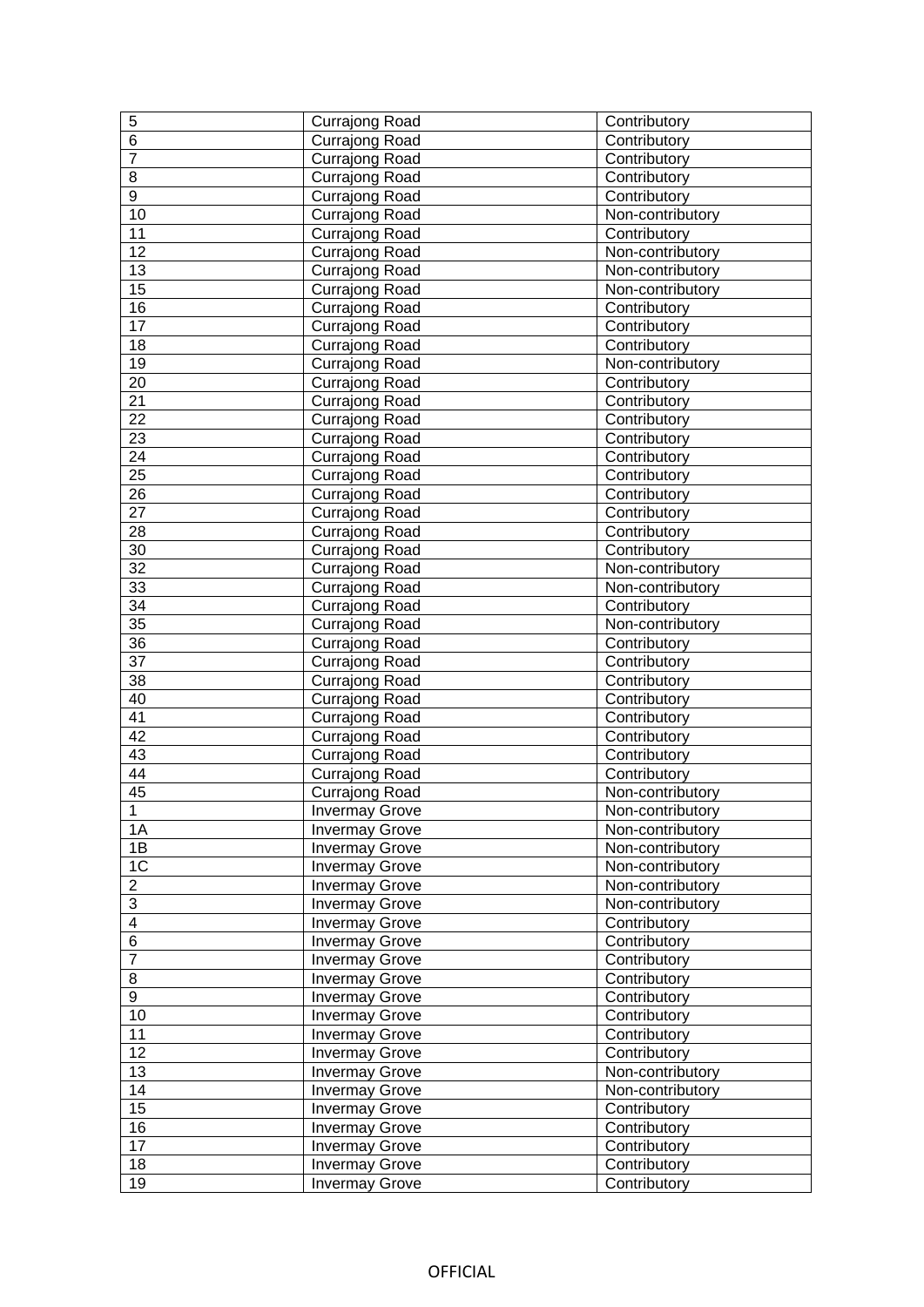| 5 | Currajong Road | Contributory |
|---|---|---|
| 6 | Currajong Road | Contributory |
| 7 | Currajong Road | Contributory |
| 8 | Currajong Road | Contributory |
| 9 | Currajong Road | Contributory |
| 10 | Currajong Road | Non-contributory |
| 11 | Currajong Road | Contributory |
| 12 | Currajong Road | Non-contributory |
| 13 | Currajong Road | Non-contributory |
| 15 | Currajong Road | Non-contributory |
| 16 | Currajong Road | Contributory |
| 17 | Currajong Road | Contributory |
| 18 | Currajong Road | Contributory |
| 19 | Currajong Road | Non-contributory |
| 20 | Currajong Road | Contributory |
| 21 | Currajong Road | Contributory |
| 22 | Currajong Road | Contributory |
| 23 | Currajong Road | Contributory |
| 24 | Currajong Road | Contributory |
| 25 | Currajong Road | Contributory |
| 26 | Currajong Road | Contributory |
| 27 | Currajong Road | Contributory |
| 28 | Currajong Road | Contributory |
| 30 | Currajong Road | Contributory |
| 32 | Currajong Road | Non-contributory |
| 33 | Currajong Road | Non-contributory |
| 34 | Currajong Road | Contributory |
| 35 | Currajong Road | Non-contributory |
| 36 | Currajong Road | Contributory |
| 37 | Currajong Road | Contributory |
| 38 | Currajong Road | Contributory |
| 40 | Currajong Road | Contributory |
| 41 | Currajong Road | Contributory |
| 42 | Currajong Road | Contributory |
| 43 | Currajong Road | Contributory |
| 44 | Currajong Road | Contributory |
| 45 | Currajong Road | Non-contributory |
| 1 | Invermay Grove | Non-contributory |
| 1A | Invermay Grove | Non-contributory |
| 1B | Invermay Grove | Non-contributory |
| 1C | Invermay Grove | Non-contributory |
| 2 | Invermay Grove | Non-contributory |
| 3 | Invermay Grove | Non-contributory |
| 4 | Invermay Grove | Contributory |
| 6 | Invermay Grove | Contributory |
| 7 | Invermay Grove | Contributory |
| 8 | Invermay Grove | Contributory |
| 9 | Invermay Grove | Contributory |
| 10 | Invermay Grove | Contributory |
| 11 | Invermay Grove | Contributory |
| 12 | Invermay Grove | Contributory |
| 13 | Invermay Grove | Non-contributory |
| 14 | Invermay Grove | Non-contributory |
| 15 | Invermay Grove | Contributory |
| 16 | Invermay Grove | Contributory |
| 17 | Invermay Grove | Contributory |
| 18 | Invermay Grove | Contributory |
| 19 | Invermay Grove | Contributory |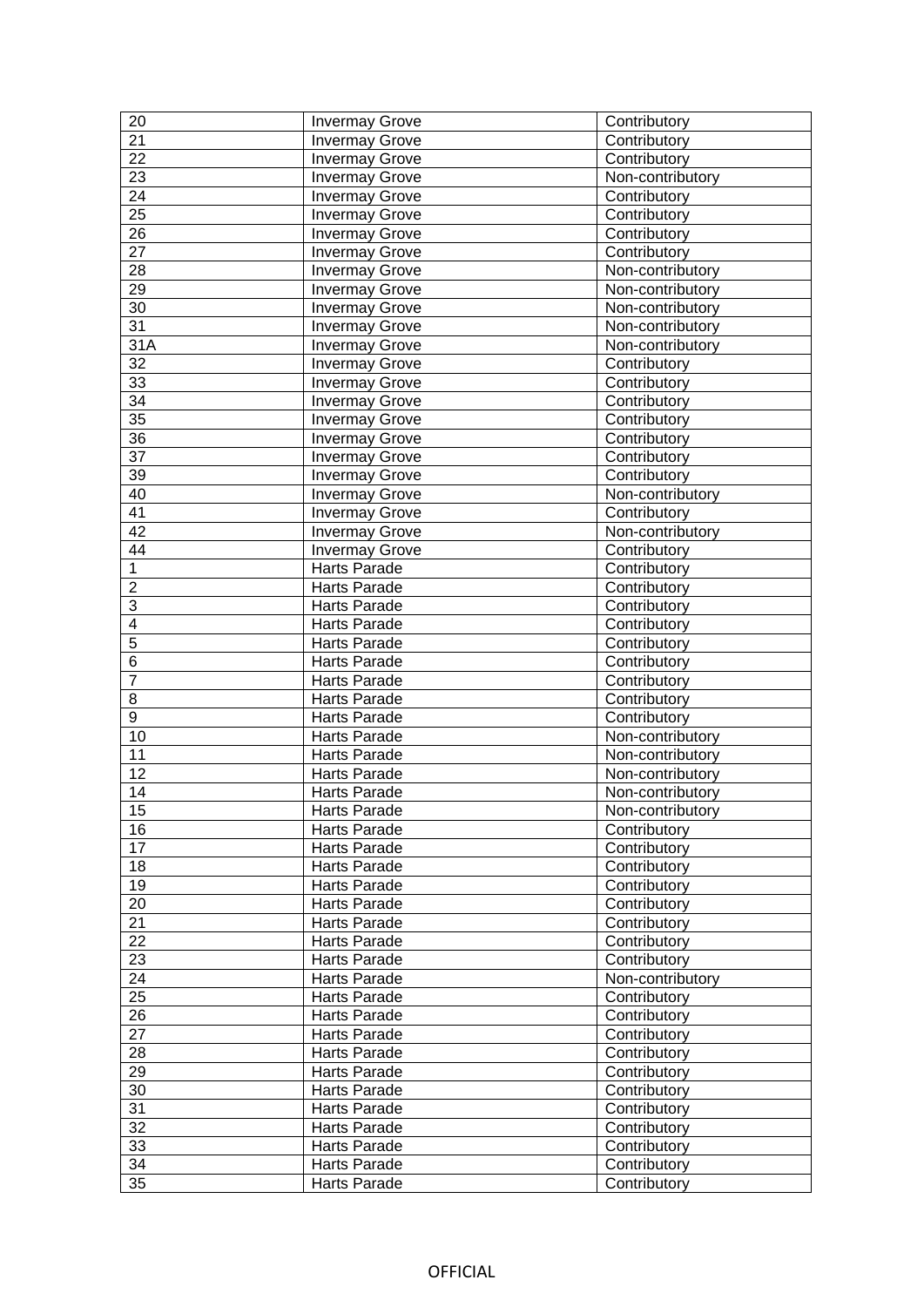| | | |
|---|---|---|
| 20 | Invermay Grove | Contributory |
| 21 | Invermay Grove | Contributory |
| 22 | Invermay Grove | Contributory |
| 23 | Invermay Grove | Non-contributory |
| 24 | Invermay Grove | Contributory |
| 25 | Invermay Grove | Contributory |
| 26 | Invermay Grove | Contributory |
| 27 | Invermay Grove | Contributory |
| 28 | Invermay Grove | Non-contributory |
| 29 | Invermay Grove | Non-contributory |
| 30 | Invermay Grove | Non-contributory |
| 31 | Invermay Grove | Non-contributory |
| 31A | Invermay Grove | Non-contributory |
| 32 | Invermay Grove | Contributory |
| 33 | Invermay Grove | Contributory |
| 34 | Invermay Grove | Contributory |
| 35 | Invermay Grove | Contributory |
| 36 | Invermay Grove | Contributory |
| 37 | Invermay Grove | Contributory |
| 39 | Invermay Grove | Contributory |
| 40 | Invermay Grove | Non-contributory |
| 41 | Invermay Grove | Contributory |
| 42 | Invermay Grove | Non-contributory |
| 44 | Invermay Grove | Contributory |
| 1 | Harts Parade | Contributory |
| 2 | Harts Parade | Contributory |
| 3 | Harts Parade | Contributory |
| 4 | Harts Parade | Contributory |
| 5 | Harts Parade | Contributory |
| 6 | Harts Parade | Contributory |
| 7 | Harts Parade | Contributory |
| 8 | Harts Parade | Contributory |
| 9 | Harts Parade | Contributory |
| 10 | Harts Parade | Non-contributory |
| 11 | Harts Parade | Non-contributory |
| 12 | Harts Parade | Non-contributory |
| 14 | Harts Parade | Non-contributory |
| 15 | Harts Parade | Non-contributory |
| 16 | Harts Parade | Contributory |
| 17 | Harts Parade | Contributory |
| 18 | Harts Parade | Contributory |
| 19 | Harts Parade | Contributory |
| 20 | Harts Parade | Contributory |
| 21 | Harts Parade | Contributory |
| 22 | Harts Parade | Contributory |
| 23 | Harts Parade | Contributory |
| 24 | Harts Parade | Non-contributory |
| 25 | Harts Parade | Contributory |
| 26 | Harts Parade | Contributory |
| 27 | Harts Parade | Contributory |
| 28 | Harts Parade | Contributory |
| 29 | Harts Parade | Contributory |
| 30 | Harts Parade | Contributory |
| 31 | Harts Parade | Contributory |
| 32 | Harts Parade | Contributory |
| 33 | Harts Parade | Contributory |
| 34 | Harts Parade | Contributory |
| 35 | Harts Parade | Contributory |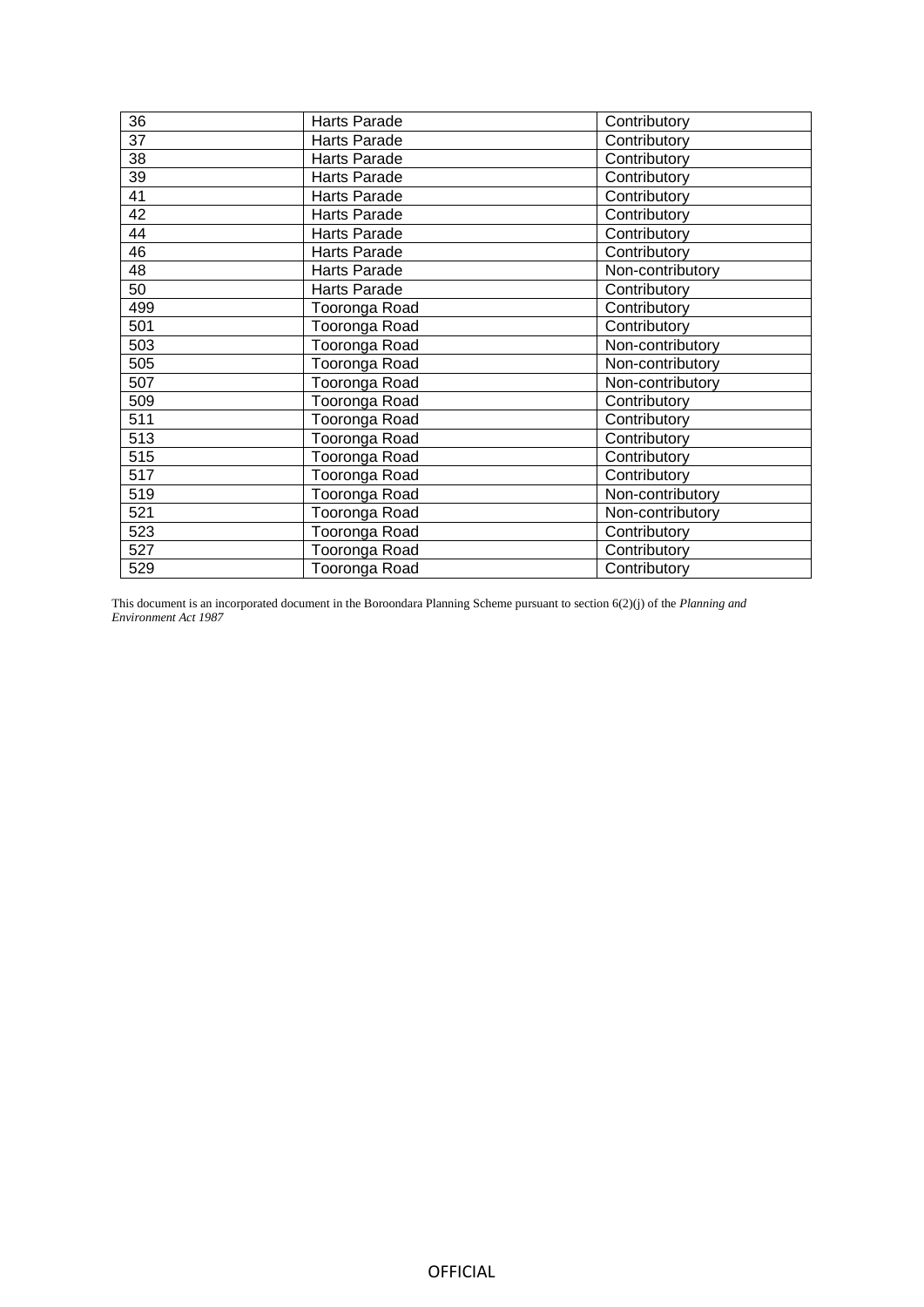| | | |
|---|---|---|
| 36 | Harts Parade | Contributory |
| 37 | Harts Parade | Contributory |
| 38 | Harts Parade | Contributory |
| 39 | Harts Parade | Contributory |
| 41 | Harts Parade | Contributory |
| 42 | Harts Parade | Contributory |
| 44 | Harts Parade | Contributory |
| 46 | Harts Parade | Contributory |
| 48 | Harts Parade | Non-contributory |
| 50 | Harts Parade | Contributory |
| 499 | Tooronga Road | Contributory |
| 501 | Tooronga Road | Contributory |
| 503 | Tooronga Road | Non-contributory |
| 505 | Tooronga Road | Non-contributory |
| 507 | Tooronga Road | Non-contributory |
| 509 | Tooronga Road | Contributory |
| 511 | Tooronga Road | Contributory |
| 513 | Tooronga Road | Contributory |
| 515 | Tooronga Road | Contributory |
| 517 | Tooronga Road | Contributory |
| 519 | Tooronga Road | Non-contributory |
| 521 | Tooronga Road | Non-contributory |
| 523 | Tooronga Road | Contributory |
| 527 | Tooronga Road | Contributory |
| 529 | Tooronga Road | Contributory |

This document is an incorporated document in the Boroondara Planning Scheme pursuant to section 6(2)(j) of the *Planning and Environment Act 1987*

OFFICIAL